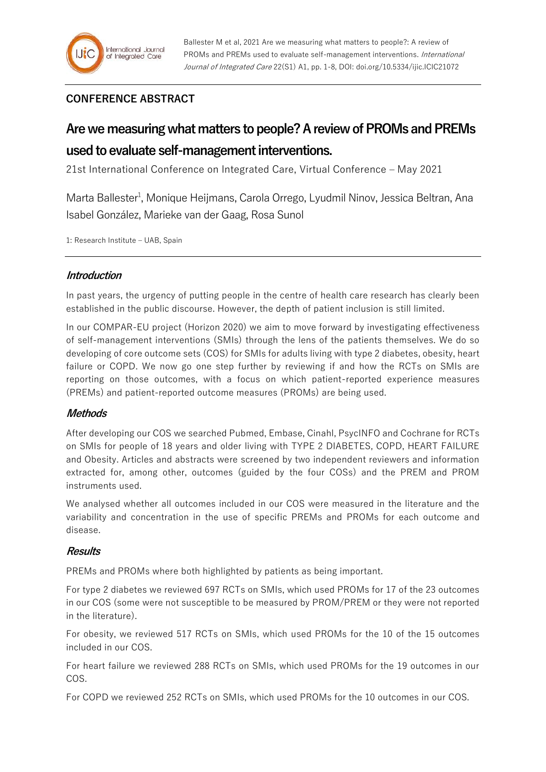Ballester M et al, 2021 Are we measuring what matters to people?: A review of PROMs and PREMs used to evaluate self-management interventions. *International Journal of Integrated Care* 22(S1) A1, pp. 1-8, DOI: doi.org/10.5334/ijic.ICIC21072

**CONFERENCE ABSTRACT**

# Are we measuring what matters to people? A review of PROMs and PREMs used to evaluate self-management interventions.

21st International Conference on Integrated Care, Virtual Conference – May 2021

Marta Ballester[1], Monique Heijmans, Carola Orrego, Lyudmil Ninov, Jessica Beltran, Ana Isabel González, Marieke van der Gaag, Rosa Sunol

1: Research Institute – UAB, Spain

## *Introduction*

In past years, the urgency of putting people in the centre of health care research has clearly been established in the public discourse. However, the depth of patient inclusion is still limited.

In our COMPAR-EU project (Horizon 2020) we aim to move forward by investigating effectiveness of self-management interventions (SMIs) through the lens of the patients themselves. We do so developing of core outcome sets (COS) for SMIs for adults living with type 2 diabetes, obesity, heart failure or COPD. We now go one step further by reviewing if and how the RCTs on SMIs are reporting on those outcomes, with a focus on which patient-reported experience measures (PREMs) and patient-reported outcome measures (PROMs) are being used.

## *Methods*

After developing our COS we searched Pubmed, Embase, Cinahl, PsycINFO and Cochrane for RCTs on SMIs for people of 18 years and older living with TYPE 2 DIABETES, COPD, HEART FAILURE and Obesity. Articles and abstracts were screened by two independent reviewers and information extracted for, among other, outcomes (guided by the four COSs) and the PREM and PROM instruments used.

We analysed whether all outcomes included in our COS were measured in the literature and the variability and concentration in the use of specific PREMs and PROMs for each outcome and disease.

## *Results*

PREMs and PROMs where both highlighted by patients as being important.

For type 2 diabetes we reviewed 697 RCTs on SMIs, which used PROMs for 17 of the 23 outcomes in our COS (some were not susceptible to be measured by PROM/PREM or they were not reported in the literature).

For obesity, we reviewed 517 RCTs on SMIs, which used PROMs for the 10 of the 15 outcomes included in our COS.

For heart failure we reviewed 288 RCTs on SMIs, which used PROMs for the 19 outcomes in our COS.

For COPD we reviewed 252 RCTs on SMIs, which used PROMs for the 10 outcomes in our COS.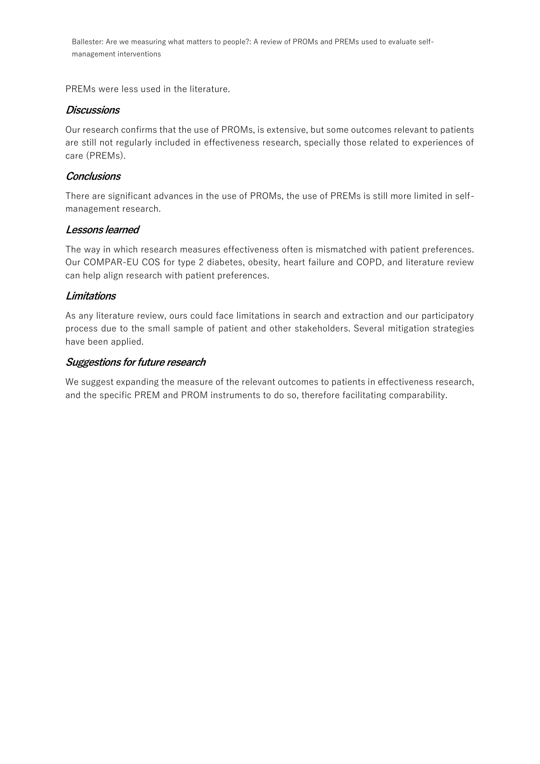PREMs were less used in the literature.

### *Discussions*

Our research confirms that the use of PROMs, is extensive, but some outcomes relevant to patients are still not regularly included in effectiveness research, specially those related to experiences of care (PREMs).

### *Conclusions*

There are significant advances in the use of PROMs, the use of PREMs is still more limited in self-management research.

### *Lessons learned*

The way in which research measures effectiveness often is mismatched with patient preferences. Our COMPAR-EU COS for type 2 diabetes, obesity, heart failure and COPD, and literature review can help align research with patient preferences.

### *Limitations*

As any literature review, ours could face limitations in search and extraction and our participatory process due to the small sample of patient and other stakeholders. Several mitigation strategies have been applied.

### *Suggestions for future research*

We suggest expanding the measure of the relevant outcomes to patients in effectiveness research, and the specific PREM and PROM instruments to do so, therefore facilitating comparability.